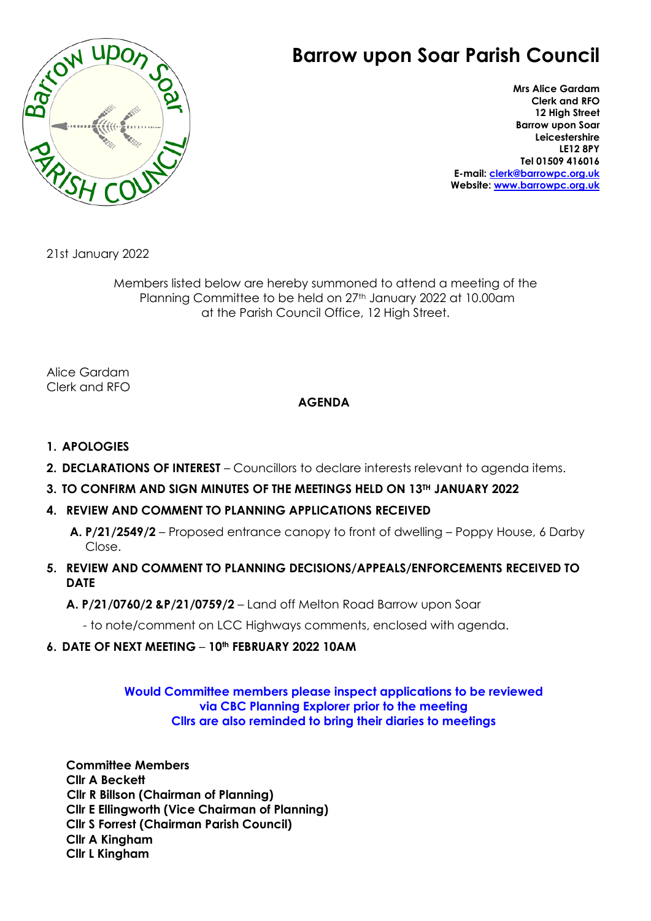# Barrow upon Soar Parish Council

**Mrs Alice Gardam**
**Clerk and RFO**
**12 High Street**
**Barrow upon Soar**
**Leicestershire**
**LE12 8PY**
**Tel 01509 416016**
**E-mail: clerk@barrowpc.org.uk**
**Website: www.barrowpc.org.uk**

21st January 2022

Members listed below are hereby summoned to attend a meeting of the Planning Committee to be held on 27th January 2022 at 10.00am at the Parish Council Office, 12 High Street.

Alice Gardam
Clerk and RFO

**AGENDA**

1. **APOLOGIES**
2. **DECLARATIONS OF INTEREST** – Councillors to declare interests relevant to agenda items.
3. **TO CONFIRM AND SIGN MINUTES OF THE MEETINGS HELD ON 13TH JANUARY 2022**
4. **REVIEW AND COMMENT TO PLANNING APPLICATIONS RECEIVED**
   - **A. P/21/2549/2** – Proposed entrance canopy to front of dwelling – Poppy House, 6 Darby Close.
5. **REVIEW AND COMMENT TO PLANNING DECISIONS/APPEALS/ENFORCEMENTS RECEIVED TO DATE**
   - **A. P/21/0760/2 &P/21/0759/2** – Land off Melton Road Barrow upon Soar
     - to note/comment on LCC Highways comments, enclosed with agenda.
6. **DATE OF NEXT MEETING** – **10th FEBRUARY 2022 10AM**

**Would Committee members please inspect applications to be reviewed via CBC Planning Explorer prior to the meeting**
**Cllrs are also reminded to bring their diaries to meetings**

**Committee Members**
**Cllr A Beckett**
**Cllr R Billson (Chairman of Planning)**
**Cllr E Ellingworth (Vice Chairman of Planning)**
**Cllr S Forrest (Chairman Parish Council)**
**Cllr A Kingham**
**Cllr L Kingham**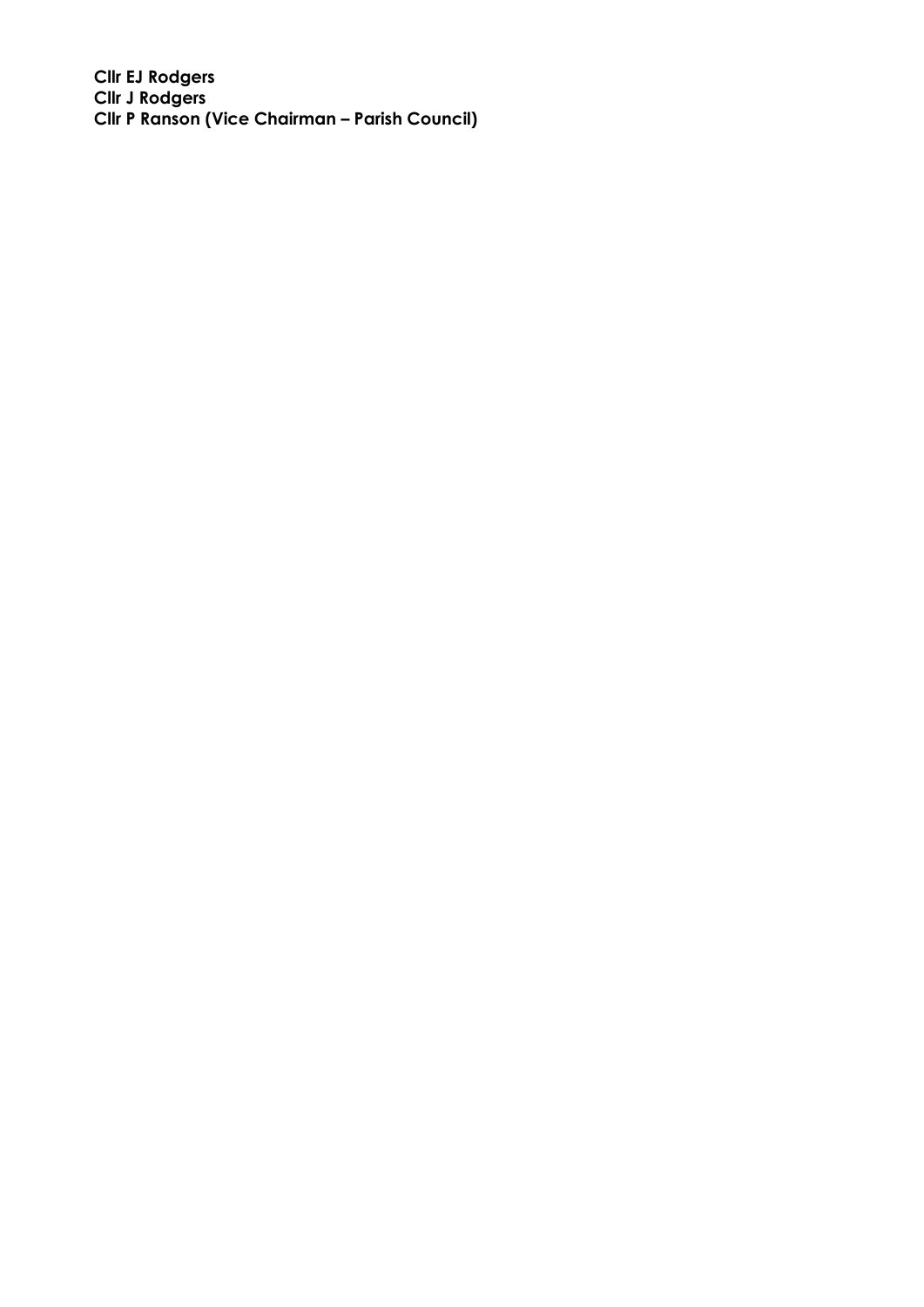**Cllr EJ Rodgers**
**Cllr J Rodgers**
**Cllr P Ranson (Vice Chairman – Parish Council)**